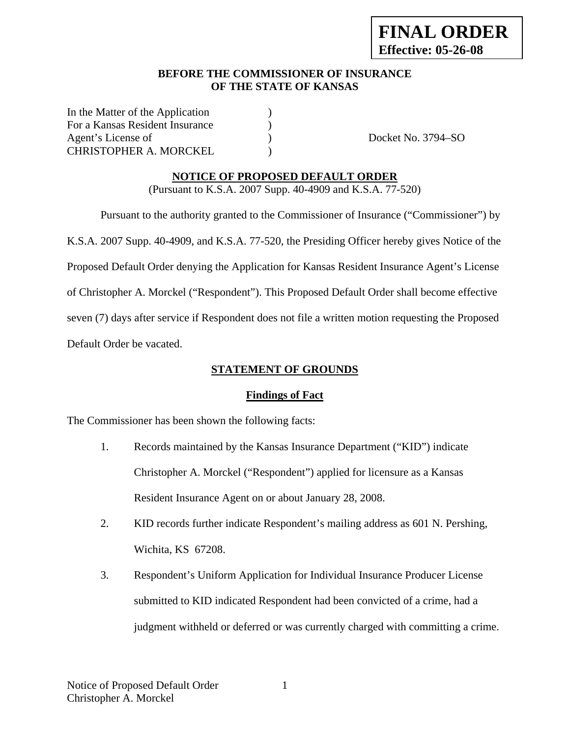**FINAL ORDER**
**Effective: 05-26-08**

**BEFORE THE COMMISSIONER OF INSURANCE**
**OF THE STATE OF KANSAS**

| | | |
|---|---|---|
| In the Matter of the Application | ) | |
| For a Kansas Resident Insurance | ) | |
| Agent's License of | ) | Docket No. 3794–SO |
| CHRISTOPHER A. MORCKEL | ) | |

## NOTICE OF PROPOSED DEFAULT ORDER

(Pursuant to K.S.A. 2007 Supp. 40-4909 and K.S.A. 77-520)

Pursuant to the authority granted to the Commissioner of Insurance ("Commissioner") by K.S.A. 2007 Supp. 40-4909, and K.S.A. 77-520, the Presiding Officer hereby gives Notice of the Proposed Default Order denying the Application for Kansas Resident Insurance Agent's License of Christopher A. Morckel ("Respondent"). This Proposed Default Order shall become effective seven (7) days after service if Respondent does not file a written motion requesting the Proposed Default Order be vacated.

## STATEMENT OF GROUNDS

### Findings of Fact

The Commissioner has been shown the following facts:

1. Records maintained by the Kansas Insurance Department ("KID") indicate Christopher A. Morckel ("Respondent") applied for licensure as a Kansas Resident Insurance Agent on or about January 28, 2008.

2. KID records further indicate Respondent's mailing address as 601 N. Pershing, Wichita, KS 67208.

3. Respondent's Uniform Application for Individual Insurance Producer License submitted to KID indicated Respondent had been convicted of a crime, had a judgment withheld or deferred or was currently charged with committing a crime.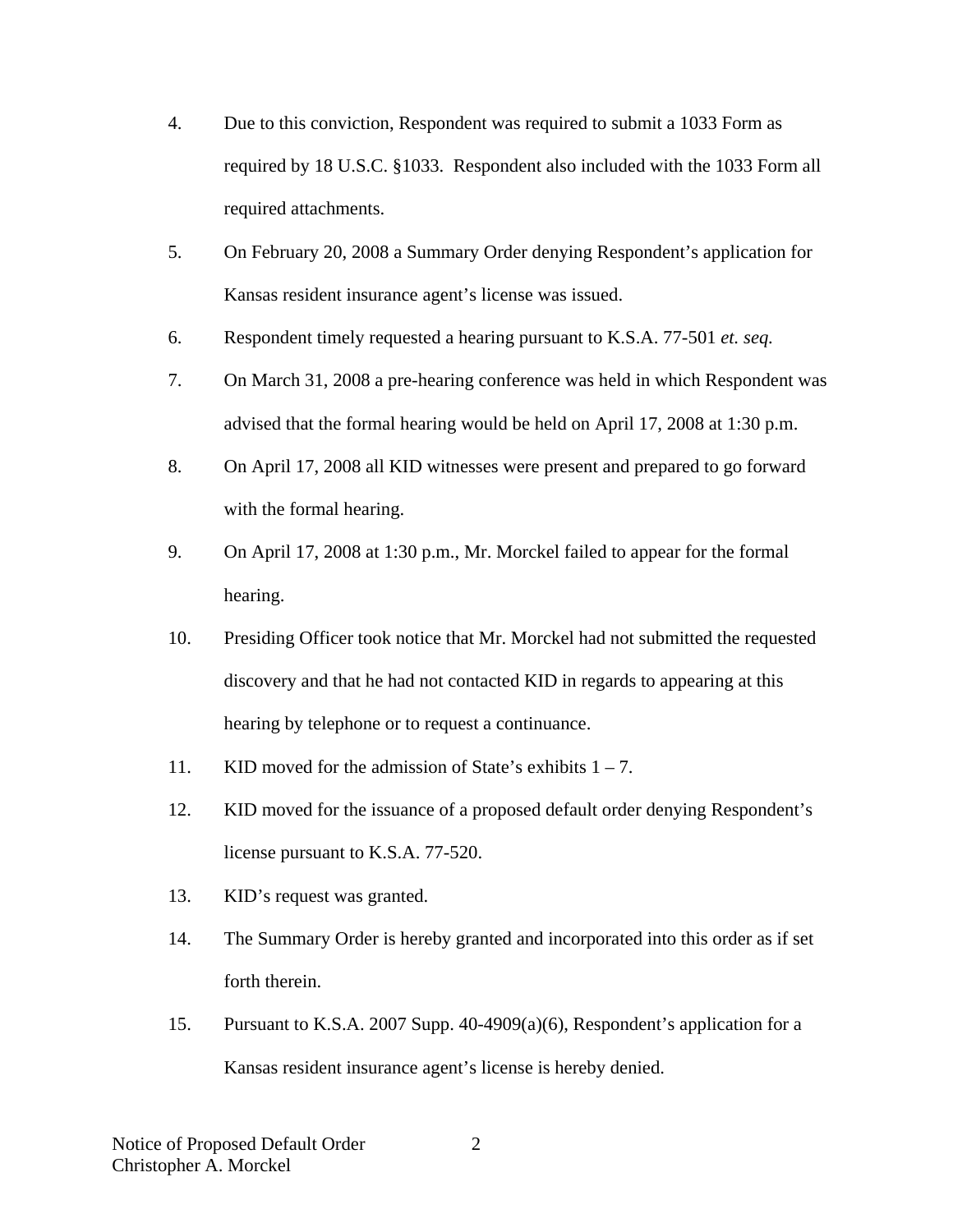4. Due to this conviction, Respondent was required to submit a 1033 Form as required by 18 U.S.C. §1033. Respondent also included with the 1033 Form all required attachments.

5. On February 20, 2008 a Summary Order denying Respondent's application for Kansas resident insurance agent's license was issued.

6. Respondent timely requested a hearing pursuant to K.S.A. 77-501 *et. seq.*

7. On March 31, 2008 a pre-hearing conference was held in which Respondent was advised that the formal hearing would be held on April 17, 2008 at 1:30 p.m.

8. On April 17, 2008 all KID witnesses were present and prepared to go forward with the formal hearing.

9. On April 17, 2008 at 1:30 p.m., Mr. Morckel failed to appear for the formal hearing.

10. Presiding Officer took notice that Mr. Morckel had not submitted the requested discovery and that he had not contacted KID in regards to appearing at this hearing by telephone or to request a continuance.

11. KID moved for the admission of State's exhibits 1 – 7.

12. KID moved for the issuance of a proposed default order denying Respondent's license pursuant to K.S.A. 77-520.

13. KID's request was granted.

14. The Summary Order is hereby granted and incorporated into this order as if set forth therein.

15. Pursuant to K.S.A. 2007 Supp. 40-4909(a)(6), Respondent's application for a Kansas resident insurance agent's license is hereby denied.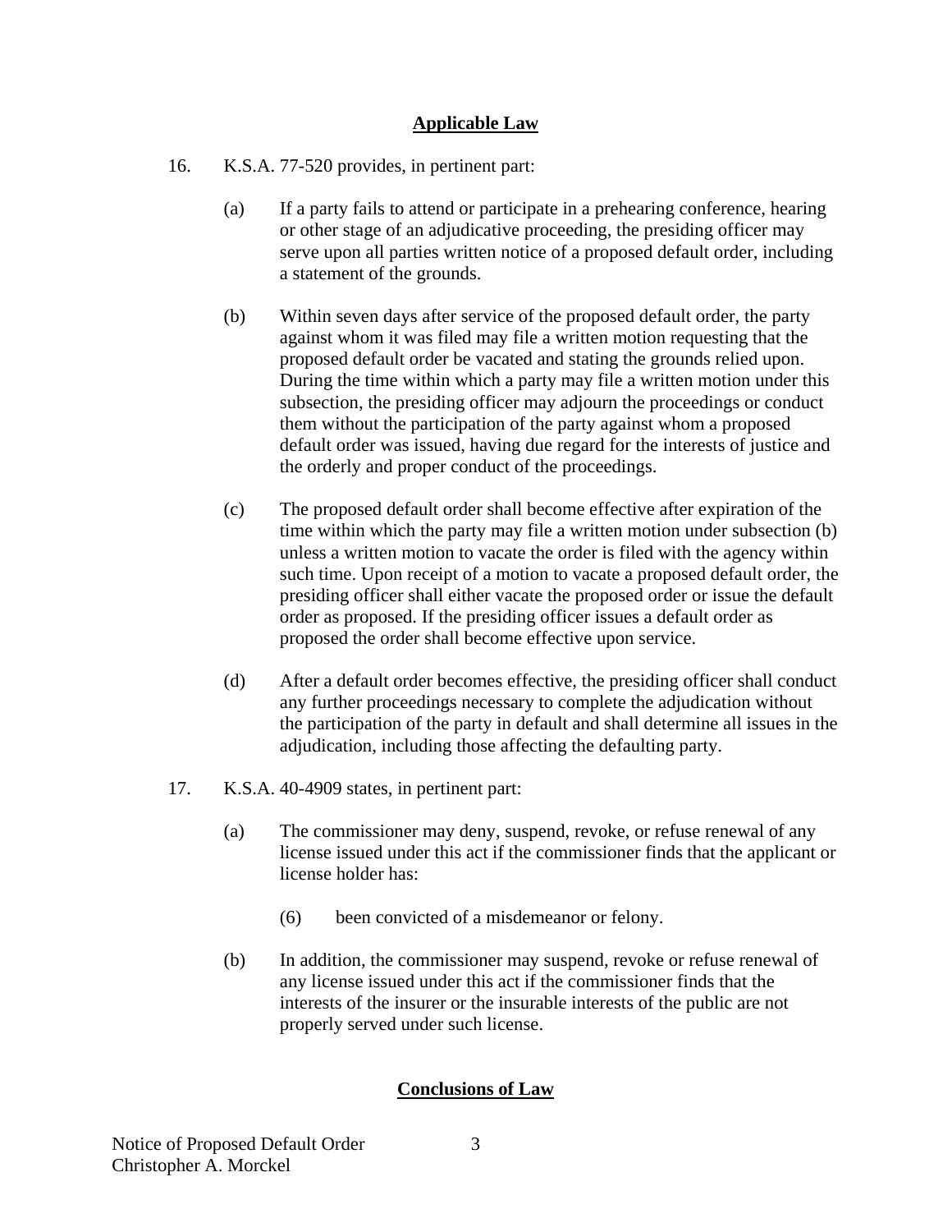## Applicable Law

16. K.S.A. 77-520 provides, in pertinent part:

    (a) If a party fails to attend or participate in a prehearing conference, hearing or other stage of an adjudicative proceeding, the presiding officer may serve upon all parties written notice of a proposed default order, including a statement of the grounds.

    (b) Within seven days after service of the proposed default order, the party against whom it was filed may file a written motion requesting that the proposed default order be vacated and stating the grounds relied upon. During the time within which a party may file a written motion under this subsection, the presiding officer may adjourn the proceedings or conduct them without the participation of the party against whom a proposed default order was issued, having due regard for the interests of justice and the orderly and proper conduct of the proceedings.

    (c) The proposed default order shall become effective after expiration of the time within which the party may file a written motion under subsection (b) unless a written motion to vacate the order is filed with the agency within such time. Upon receipt of a motion to vacate a proposed default order, the presiding officer shall either vacate the proposed order or issue the default order as proposed. If the presiding officer issues a default order as proposed the order shall become effective upon service.

    (d) After a default order becomes effective, the presiding officer shall conduct any further proceedings necessary to complete the adjudication without the participation of the party in default and shall determine all issues in the adjudication, including those affecting the defaulting party.

17. K.S.A. 40-4909 states, in pertinent part:

    (a) The commissioner may deny, suspend, revoke, or refuse renewal of any license issued under this act if the commissioner finds that the applicant or license holder has:

        (6) been convicted of a misdemeanor or felony.

    (b) In addition, the commissioner may suspend, revoke or refuse renewal of any license issued under this act if the commissioner finds that the interests of the insurer or the insurable interests of the public are not properly served under such license.

## Conclusions of Law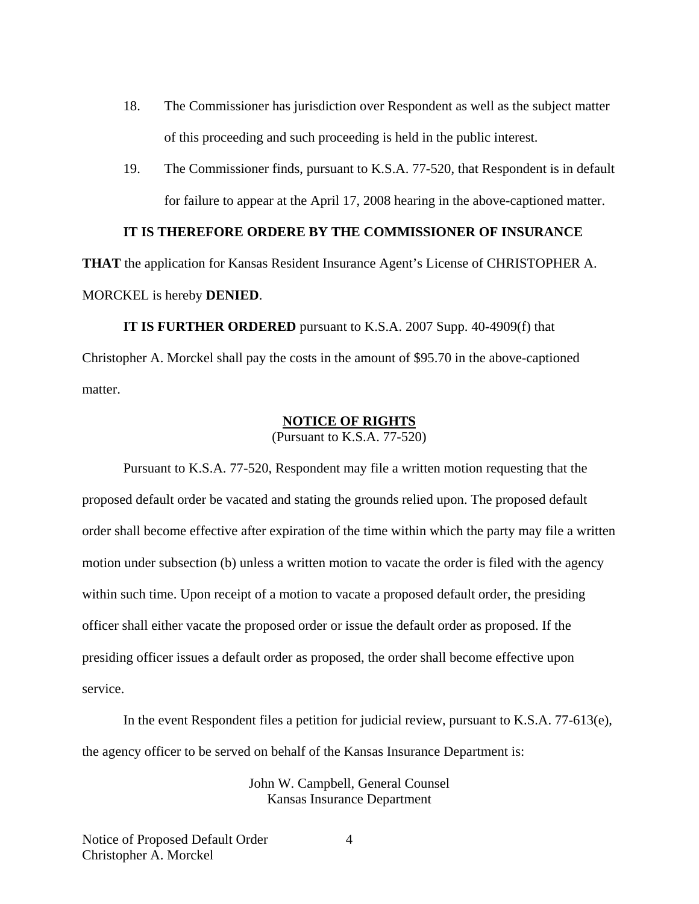18. The Commissioner has jurisdiction over Respondent as well as the subject matter of this proceeding and such proceeding is held in the public interest.

19. The Commissioner finds, pursuant to K.S.A. 77-520, that Respondent is in default for failure to appear at the April 17, 2008 hearing in the above-captioned matter.

**IT IS THEREFORE ORDERE BY THE COMMISSIONER OF INSURANCE THAT** the application for Kansas Resident Insurance Agent's License of CHRISTOPHER A. MORCKEL is hereby **DENIED**.

**IT IS FURTHER ORDERED** pursuant to K.S.A. 2007 Supp. 40-4909(f) that Christopher A. Morckel shall pay the costs in the amount of $95.70 in the above-captioned matter.

## NOTICE OF RIGHTS

(Pursuant to K.S.A. 77-520)

Pursuant to K.S.A. 77-520, Respondent may file a written motion requesting that the proposed default order be vacated and stating the grounds relied upon. The proposed default order shall become effective after expiration of the time within which the party may file a written motion under subsection (b) unless a written motion to vacate the order is filed with the agency within such time. Upon receipt of a motion to vacate a proposed default order, the presiding officer shall either vacate the proposed order or issue the default order as proposed. If the presiding officer issues a default order as proposed, the order shall become effective upon service.

In the event Respondent files a petition for judicial review, pursuant to K.S.A. 77-613(e), the agency officer to be served on behalf of the Kansas Insurance Department is:

John W. Campbell, General Counsel
Kansas Insurance Department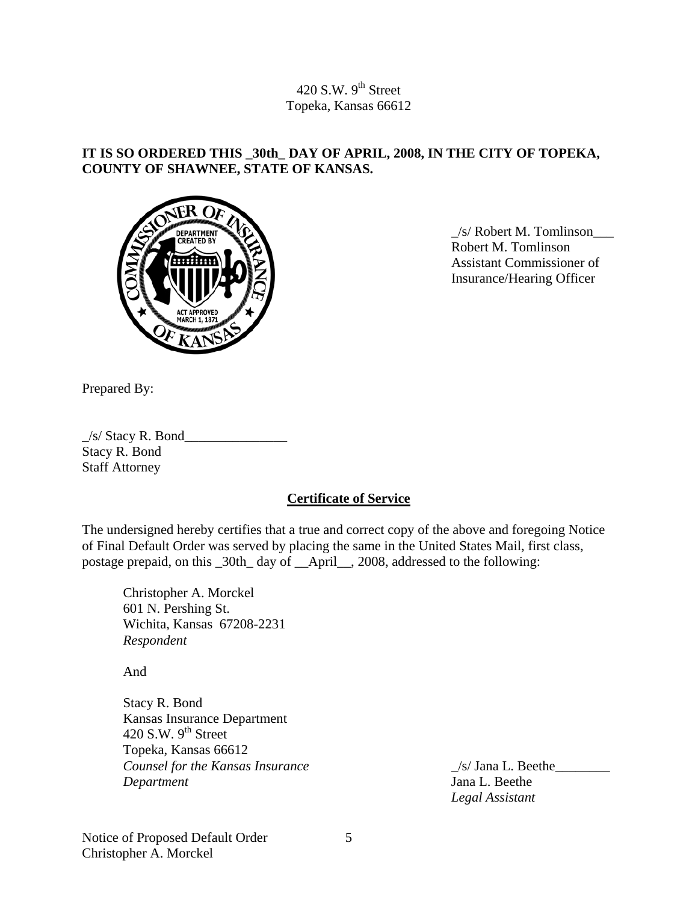420 S.W. 9th Street
Topeka, Kansas 66612

**IT IS SO ORDERED THIS _30th_ DAY OF APRIL, 2008, IN THE CITY OF TOPEKA, COUNTY OF SHAWNEE, STATE OF KANSAS.**

_/s/ Robert M. Tomlinson___
Robert M. Tomlinson
Assistant Commissioner of
Insurance/Hearing Officer

Prepared By:

_/s/ Stacy R. Bond_______________
Stacy R. Bond
Staff Attorney

## Certificate of Service

The undersigned hereby certifies that a true and correct copy of the above and foregoing Notice of Final Default Order was served by placing the same in the United States Mail, first class, postage prepaid, on this _30th_ day of __April__, 2008, addressed to the following:

Christopher A. Morckel
601 N. Pershing St.
Wichita, Kansas 67208-2231
*Respondent*

And

Stacy R. Bond
Kansas Insurance Department
420 S.W. 9th Street
Topeka, Kansas 66612
*Counsel for the Kansas Insurance Department*

_/s/ Jana L. Beethe________
Jana L. Beethe
*Legal Assistant*